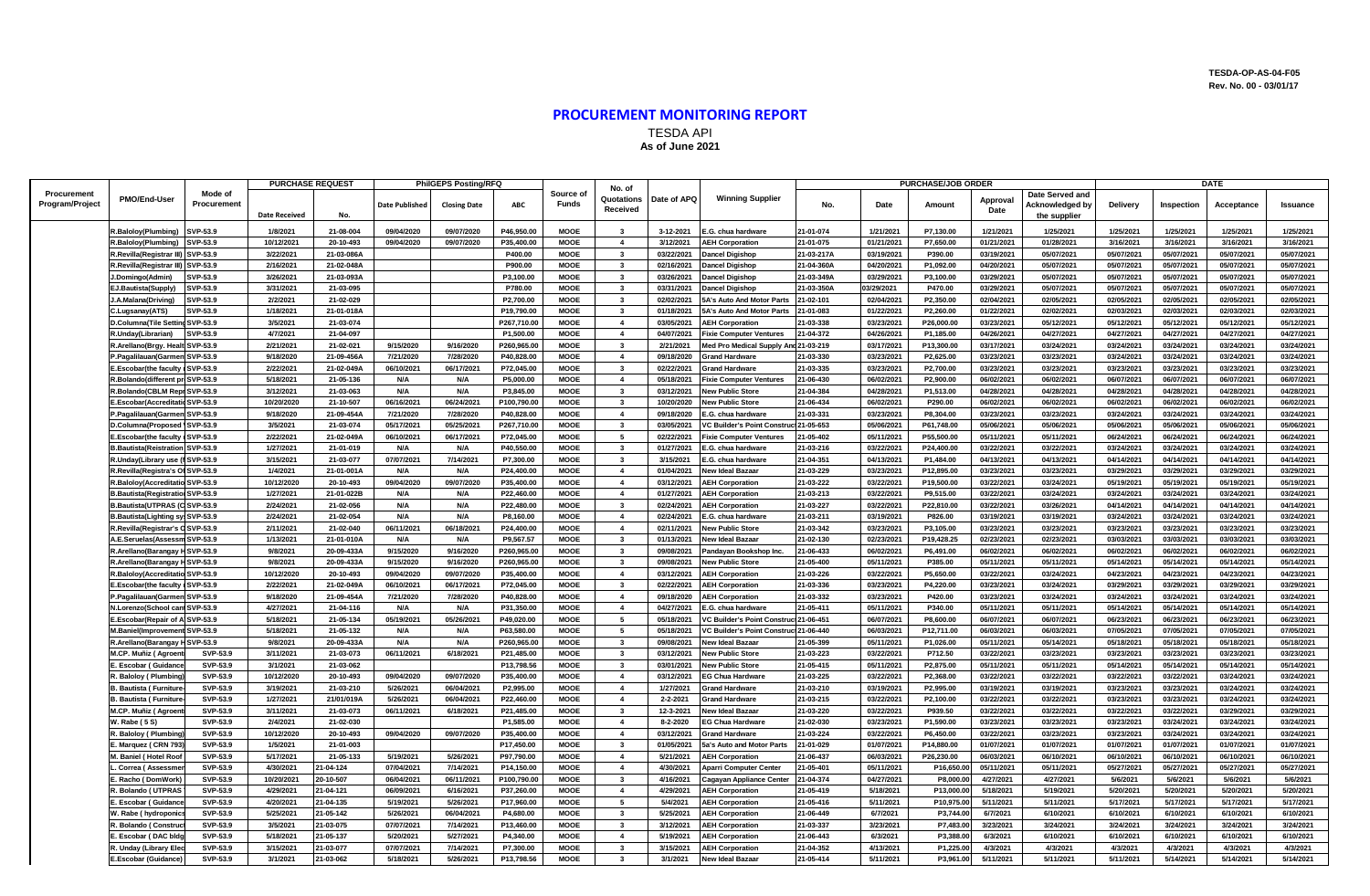TESDA-OP-AS-04-F05
Rev. No. 00 - 03/01/17

# PROCUREMENT MONITORING REPORT

TESDA API
**As of June 2021**

| Procurement Program/Project | PMO/End-User | Mode of Procurement | PURCHASE REQUEST | | PhilGEPS Posting/RFQ | | | Source of Funds | No. of Quotations Received | Date of APQ | Winning Supplier | PURCHASE/JOB ORDER | | | | | DATE | | | |
|---|---|---|---|---|---|---|---|---|---|---|---|---|---|---|---|---|---|---|---|---|
| | | | Date Received | No. | Date Published | Closing Date | ABC | | | | | No. | Date | Amount | Approval Date | Date Served and Acknowledged by the supplier | Delivery | Inspection | Acceptance | Issuance |
| | R.Baloloy(Plumbing) | SVP-53.9 | 1/8/2021 | 21-08-004 | 09/04/2020 | 09/07/2020 | P46,950.00 | MOOE | 3 | 3-12-2021 | E.G. chua hardware | 21-01-074 | 1/21/2021 | P7,130.00 | 1/21/2021 | 1/25/2021 | 1/25/2021 | 1/25/2021 | 1/25/2021 | 1/25/2021 |
| | R.Baloloy(Plumbing) | SVP-53.9 | 10/12/2020 | 20-10-493 | 09/04/2020 | 09/07/2020 | P35,400.00 | MOOE | 4 | 3/12/2021 | AEH Corporation | 21-01-075 | 01/21/2021 | P7,650.00 | 01/21/2021 | 01/28/2021 | 3/16/2021 | 3/16/2021 | 3/16/2021 | 3/16/2021 |
| | R.Revilla(Registrar III) | SVP-53.9 | 3/22/2021 | 21-03-086A | | | P400.00 | MOOE | 3 | 03/22/2021 | Dancel Digishop | 21-03-217A | 03/19/2021 | P390.00 | 03/19/2021 | 05/07/2021 | 05/07/2021 | 05/07/2021 | 05/07/2021 | 05/07/2021 |
| | R.Revilla(Registrar III) | SVP-53.9 | 2/16/2021 | 21-02-048A | | | P900.00 | MOOE | 3 | 02/16/2021 | Dancel Digishop | 21-04-360A | 04/20/2021 | P1,092.00 | 04/20/2021 | 05/07/2021 | 05/07/2021 | 05/07/2021 | 05/07/2021 | 05/07/2021 |
| | J.Domingo(Admin) | SVP-53.9 | 3/26/2021 | 21-03-093A | | | P3,100.00 | MOOE | 3 | 03/26/2021 | Dancel Digishop | 21-03-349A | 03/29/2021 | P3,100.00 | 03/29/2021 | 05/07/2021 | 05/07/2021 | 05/07/2021 | 05/07/2021 | 05/07/2021 |
| | E.J.Bautista(Supply) | SVP-53.9 | 3/31/2021 | 21-03-095 | | | P780.00 | MOOE | 3 | 03/31/2021 | Dancel Digishop | 21-03-350A | 03/29/2021 | P470.00 | 03/29/2021 | 05/07/2021 | 05/07/2021 | 05/07/2021 | 05/07/2021 | 05/07/2021 |
| | J.A.Malana(Driving) | SVP-53.9 | 2/2/2021 | 21-02-029 | | | P2,700.00 | MOOE | 3 | 02/02/2021 | 5A's Auto And Motor Parts | 21-02-101 | 02/04/2021 | P2,350.00 | 02/04/2021 | 02/05/2021 | 02/05/2021 | 02/05/2021 | 02/05/2021 | 02/05/2021 |
| | C.Lugsanay(ATS) | SVP-53.9 | 1/18/2021 | 21-01-018A | | | P19,790.00 | MOOE | 3 | 01/18/2021 | 5A's Auto And Motor Parts | 21-01-083 | 01/22/2021 | P2,260.00 | 01/22/2021 | 02/02/2021 | 02/03/2021 | 02/03/2021 | 02/03/2021 | 02/03/2021 |
| | D.Columna(Tile Setting | SVP-53.9 | 3/5/2021 | 21-03-074 | | | P267,710.00 | MOOE | 4 | 03/05/2021 | AEH Corporation | 21-03-338 | 03/23/2021 | P26,000.00 | 03/23/2021 | 05/12/2021 | 05/12/2021 | 05/12/2021 | 05/12/2021 | 05/12/2021 |
| | R.Unday(Librarian) | SVP-53.9 | 4/7/2021 | 21-04-097 | | | P1,500.00 | MOOE | 4 | 04/07/2021 | Fixie Computer Ventures | 21-04-372 | 04/26/2021 | P1,185.00 | 04/26/2021 | 04/27/2021 | 04/27/2021 | 04/27/2021 | 04/27/2021 | 04/27/2021 |
| | R.Arellano(Brgy. Health | SVP-53.9 | 2/21/2021 | 21-02-021 | 9/15/2020 | 9/16/2020 | P260,965.00 | MOOE | 3 | 2/21/2021 | Med Pro Medical Supply And | 21-03-219 | 03/17/2021 | P13,300.00 | 03/17/2021 | 03/24/2021 | 03/24/2021 | 03/24/2021 | 03/24/2021 | 03/24/2021 |
| | P.Pagalilauan(Garmen | SVP-53.9 | 9/18/2020 | 21-09-456A | 7/21/2020 | 7/28/2020 | P40,828.00 | MOOE | 4 | 09/18/2020 | Grand Hardware | 21-03-330 | 03/23/2021 | P2,625.00 | 03/23/2021 | 03/23/2021 | 03/24/2021 | 03/24/2021 | 03/24/2021 | 03/24/2021 |
| | E.Escobar(the faculty | SVP-53.9 | 2/22/2021 | 21-02-049A | 06/10/2021 | 06/17/2021 | P72,045.00 | MOOE | 3 | 02/22/2021 | Grand Hardware | 21-03-335 | 03/23/2021 | P2,700.00 | 03/23/2021 | 03/23/2021 | 03/23/2021 | 03/23/2021 | 03/23/2021 | 03/23/2021 |
| | R.Bolando(different pr | SVP-53.9 | 5/18/2021 | 21-05-136 | N/A | N/A | P5,000.00 | MOOE | 4 | 05/18/2021 | Fixie Computer Ventures | 21-06-430 | 06/02/2021 | P2,900.00 | 06/02/2021 | 06/02/2021 | 06/07/2021 | 06/07/2021 | 06/07/2021 | 06/07/2021 |
| | R.Bolando(CBLM Repr | SVP-53.9 | 3/12/2021 | 21-03-063 | N/A | N/A | P3,845.00 | MOOE | 3 | 03/12/2021 | New Public Store | 21-04-384 | 04/28/2021 | P1,513.00 | 04/28/2021 | 04/28/2021 | 04/28/2021 | 04/28/2021 | 04/28/2021 | 04/28/2021 |
| | E.Escobar(Accreditatio | SVP-53.9 | 10/20/2020 | 21-10-507 | 06/16/2021 | 06/24/2021 | P100,790.00 | MOOE | 3 | 10/20/2020 | New Public Store | 21-06-434 | 06/02/2021 | P290.00 | 06/02/2021 | 06/02/2021 | 06/02/2021 | 06/02/2021 | 06/02/2021 | 06/02/2021 |
| | P.Pagalilauan(Garmen | SVP-53.9 | 9/18/2020 | 21-09-454A | 7/21/2020 | 7/28/2020 | P40,828.00 | MOOE | 4 | 09/18/2020 | E.G. chua hardware | 21-03-331 | 03/23/2021 | P8,304.00 | 03/23/2021 | 03/23/2021 | 03/24/2021 | 03/24/2021 | 03/24/2021 | 03/24/2021 |
| | D.Columna(Proposed | SVP-53.9 | 3/5/2021 | 21-03-074 | 05/17/2021 | 05/25/2021 | P267,710.00 | MOOE | 3 | 03/05/2021 | VC Builder's Point Construc | 21-05-653 | 05/06/2021 | P61,748.00 | 05/06/2021 | 05/06/2021 | 05/06/2021 | 05/06/2021 | 05/06/2021 | 05/06/2021 |
| | E.Escobar(the faculty | SVP-53.9 | 2/22/2021 | 21-02-049A | 06/10/2021 | 06/17/2021 | P72,045.00 | MOOE | 5 | 02/22/2021 | Fixie Computer Ventures | 21-05-402 | 05/11/2021 | P55,500.00 | 05/11/2021 | 05/11/2021 | 06/24/2021 | 06/24/2021 | 06/24/2021 | 06/24/2021 |
| | B.Bautista(Reistration | SVP-53.9 | 1/27/2021 | 21-01-019 | N/A | N/A | P40,550.00 | MOOE | 3 | 01/27/2021 | E.G. chua hardware | 21-03-216 | 03/22/2021 | P24,400.00 | 03/22/2021 | 03/22/2021 | 03/24/2021 | 03/24/2021 | 03/24/2021 | 03/24/2021 |
| | R.Unday(Library use | SVP-53.9 | 3/15/2021 | 21-03-077 | 07/07/2021 | 7/14/2021 | P7,300.00 | MOOE | 3 | 3/15/2021 | E.G. chua hardware | 21-04-351 | 04/13/2021 | P1,484.00 | 04/13/2021 | 04/13/2021 | 04/14/2021 | 04/14/2021 | 04/14/2021 | 04/14/2021 |
| | R.Revilla(Registra's O | SVP-53.9 | 1/4/2021 | 21-01-001A | N/A | N/A | P24,400.00 | MOOE | 4 | 01/04/2021 | New Ideal Bazaar | 21-03-229 | 03/23/2021 | P12,895.00 | 03/23/2021 | 03/23/2021 | 03/29/2021 | 03/29/2021 | 03/29/2021 | 03/29/2021 |
| | R.Baloloy(Accreditatio | SVP-53.9 | 10/12/2020 | 20-10-493 | 09/04/2020 | 09/07/2020 | P35,400.00 | MOOE | 4 | 03/12/2021 | AEH Corporation | 21-03-222 | 03/22/2021 | P19,500.00 | 03/22/2021 | 03/24/2021 | 05/19/2021 | 05/19/2021 | 05/19/2021 | 05/19/2021 |
| | B.Bautista(Registratio | SVP-53.9 | 1/27/2021 | 21-01-022B | N/A | N/A | P22,460.00 | MOOE | 4 | 01/27/2021 | AEH Corporation | 21-03-213 | 03/22/2021 | P9,515.00 | 03/22/2021 | 03/24/2021 | 03/24/2021 | 03/24/2021 | 03/24/2021 | 03/24/2021 |
| | B.Bautista(UTPRAS (C | SVP-53.9 | 2/24/2021 | 21-02-056 | N/A | N/A | P22,480.00 | MOOE | 3 | 02/24/2021 | AEH Corporation | 21-03-227 | 03/22/2021 | P22,810.00 | 03/22/2021 | 03/26/2021 | 04/14/2021 | 04/14/2021 | 04/14/2021 | 04/14/2021 |
| | B.Bautista(Lighting sy | SVP-53.9 | 2/24/2021 | 21-02-054 | N/A | N/A | P8,160.00 | MOOE | 4 | 02/24/2021 | E.G. chua hardware | 21-03-211 | 03/19/2021 | P826.00 | 03/19/2021 | 03/19/2021 | 03/24/2021 | 03/24/2021 | 03/24/2021 | 03/24/2021 |
| | R.Revilla(Registrar's O | SVP-53.9 | 2/11/2021 | 21-02-040 | 06/11/2021 | 06/18/2021 | P24,400.00 | MOOE | 4 | 02/11/2021 | New Public Store | 21-03-342 | 03/23/2021 | P3,105.00 | 03/23/2021 | 03/23/2021 | 03/23/2021 | 03/23/2021 | 03/23/2021 | 03/23/2021 |
| | A.E.Seruelas(Assessm | SVP-53.9 | 1/13/2021 | 21-01-010A | N/A | N/A | P9,567.57 | MOOE | 3 | 01/13/2021 | New Ideal Bazaar | 21-02-130 | 02/23/2021 | P19,428.25 | 02/23/2021 | 02/23/2021 | 03/03/2021 | 03/03/2021 | 03/03/2021 | 03/03/2021 |
| | R.Arellano(Barangay H | SVP-53.9 | 9/8/2021 | 20-09-433A | 9/15/2020 | 9/16/2020 | P260,965.00 | MOOE | 3 | 09/08/2021 | Pandayan Bookshop Inc. | 21-06-433 | 06/02/2021 | P6,491.00 | 06/02/2021 | 06/02/2021 | 06/02/2021 | 06/02/2021 | 06/02/2021 | 06/02/2021 |
| | R.Arellano(Barangay H | SVP-53.9 | 9/8/2021 | 20-09-433A | 9/15/2020 | 9/16/2020 | P260,965.00 | MOOE | 3 | 09/08/2021 | New Public Store | 21-05-400 | 05/11/2021 | P385.00 | 05/11/2021 | 05/11/2021 | 05/14/2021 | 05/14/2021 | 05/14/2021 | 05/14/2021 |
| | R.Baloloy(Accreditatio | SVP-53.9 | 10/12/2020 | 20-10-493 | 09/04/2020 | 09/07/2020 | P35,400.00 | MOOE | 4 | 03/12/2021 | AEH Corporation | 21-03-226 | 03/22/2021 | P5,650.00 | 03/22/2021 | 03/22/2021 | 04/23/2021 | 04/23/2021 | 04/23/2021 | 04/23/2021 |
| | E.Escobar(the faculty | SVP-53.9 | 2/22/2021 | 21-02-049A | 06/10/2021 | 06/17/2021 | P72,045.00 | MOOE | 3 | 02/22/2021 | AEH Corporation | 21-03-336 | 03/23/2021 | P4,220.00 | 03/23/2021 | 03/24/2021 | 03/29/2021 | 03/29/2021 | 03/29/2021 | 03/29/2021 |
| | P.Pagalilauan(Garmen | SVP-53.9 | 9/18/2020 | 21-09-454A | 7/21/2020 | 7/28/2020 | P40,828.00 | MOOE | 4 | 09/18/2020 | AEH Corporation | 21-03-332 | 03/23/2021 | P420.00 | 03/23/2021 | 03/24/2021 | 03/24/2021 | 03/24/2021 | 03/24/2021 | 03/24/2021 |
| | N.Lorenzo(School can | SVP-53.9 | 4/27/2021 | 21-04-116 | N/A | N/A | P31,350.00 | MOOE | 4 | 04/27/2021 | E.G. chua hardware | 21-05-411 | 05/11/2021 | P340.00 | 05/11/2021 | 05/11/2021 | 05/14/2021 | 05/14/2021 | 05/14/2021 | 05/14/2021 |
| | E.Escobar(Repair of A | SVP-53.9 | 5/18/2021 | 21-05-134 | 05/19/2021 | 05/26/2021 | P49,020.00 | MOOE | 5 | 05/18/2021 | VC Builder's Point Construc | 21-06-451 | 06/07/2021 | P8,600.00 | 06/07/2021 | 06/07/2021 | 06/23/2021 | 06/23/2021 | 06/23/2021 | 06/23/2021 |
| | M.Baniel(Improvement | SVP-53.9 | 5/18/2021 | 21-05-132 | N/A | N/A | P63,580.00 | MOOE | 5 | 05/18/2021 | VC Builder's Point Construc | 21-06-440 | 06/03/2021 | P12,711.00 | 06/03/2021 | 06/03/2021 | 07/05/2021 | 07/05/2021 | 07/05/2021 | 07/05/2021 |
| | R.Arellano(Barangay H | SVP-53.9 | 9/8/2021 | 20-09-433A | N/A | N/A | P260,965.00 | MOOE | 3 | 09/08/2021 | New Ideal Bazaar | 21-05-399 | 05/11/2021 | P1,026.00 | 05/11/2021 | 05/14/2021 | 05/18/2021 | 05/18/2021 | 05/18/2021 | 05/18/2021 |
| | M.CP. Muñiz ( Agroent | SVP-53.9 | 3/11/2021 | 21-03-073 | 06/11/2021 | 6/18/2021 | P21,485.00 | MOOE | 3 | 03/12/2021 | New Public Store | 21-03-223 | 03/22/2021 | P712.50 | 03/22/2021 | 03/23/2021 | 03/23/2021 | 03/23/2021 | 03/23/2021 | 03/23/2021 |
| | E. Escobar ( Guidance | SVP-53.9 | 3/1/2021 | 21-03-062 | | | P13,798.56 | MOOE | 3 | 03/01/2021 | New Public Store | 21-05-415 | 05/11/2021 | P2,875.00 | 05/11/2021 | 05/11/2021 | 05/14/2021 | 05/14/2021 | 05/14/2021 | 05/14/2021 |
| | R. Baloloy ( Plumbing) | SVP-53.9 | 10/12/2020 | 20-10-493 | 09/04/2020 | 09/07/2020 | P35,400.00 | MOOE | 4 | 03/12/2021 | EG Chua Hardware | 21-03-225 | 03/22/2021 | P2,368.00 | 03/22/2021 | 03/22/2021 | 03/22/2021 | 03/22/2021 | 03/24/2021 | 03/24/2021 |
| | B. Bautista ( Furniture | SVP-53.9 | 3/19/2021 | 21-03-210 | 5/26/2021 | 06/04/2021 | P2,995.00 | MOOE | 4 | 1/27/2021 | Grand Hardware | 21-03-210 | 03/19/2021 | P2,995.00 | 03/19/2021 | 03/19/2021 | 03/23/2021 | 03/23/2021 | 03/24/2021 | 03/24/2021 |
| | B. Bautista ( Furniture | SVP-53.9 | 1/27/2021 | 21/01/019A | 5/26/2021 | 06/04/2021 | P22,460.00 | MOOE | 4 | 2-2-2021 | Grand Hardware | 21-03-215 | 03/22/2021 | P2,100.00 | 03/22/2021 | 03/22/2021 | 03/23/2021 | 03/23/2021 | 03/24/2021 | 03/24/2021 |
| | M.CP. Muñiz ( Agroent | SVP-53.9 | 3/11/2021 | 21-03-073 | 06/11/2021 | 6/18/2021 | P21,485.00 | MOOE | 3 | 12-3-2021 | New Ideal Bazaar | 21-03-220 | 03/22/2021 | P939.50 | 03/22/2021 | 03/22/2021 | 03/22/2021 | 03/22/2021 | 03/29/2021 | 03/29/2021 |
| | W. Rabe ( 5 S) | SVP-53.9 | 2/4/2021 | 21-02-030 | | | P1,585.00 | MOOE | 4 | 8-2-2020 | EG Chua Hardware | 21-02-030 | 03/23/2021 | P1,590.00 | 03/23/2021 | 03/23/2021 | 03/23/2021 | 03/24/2021 | 03/24/2021 | 03/24/2021 |
| | R. Baloloy ( Plumbing) | SVP-53.9 | 10/12/2020 | 20-10-493 | 09/04/2020 | 09/07/2020 | P35,400.00 | MOOE | 4 | 03/12/2021 | Grand Hardware | 21-03-224 | 03/22/2021 | P6,450.00 | 03/22/2021 | 03/23/2021 | 03/23/2021 | 03/24/2021 | 03/24/2021 | 03/24/2021 |
| | E. Marquez ( CRN 793) | SVP-53.9 | 1/5/2021 | 21-01-003 | | | P17,450.00 | MOOE | 3 | 01/05/2021 | 5a's Auto and Motor Parts | 21-01-029 | 01/07/2021 | P14,880.00 | 01/07/2021 | 01/07/2021 | 01/07/2021 | 01/07/2021 | 01/07/2021 | 01/07/2021 |
| | M. Baniel ( Hotel Roof | SVP-53.9 | 5/17/2021 | 21-05-133 | 5/19/2021 | 5/26/2021 | P97,790.00 | MOOE | 4 | 5/21/2021 | AEH Corporation | 21-06-437 | 06/03/2021 | P26,230.00 | 06/03/2021 | 06/10/2021 | 06/10/2021 | 06/10/2021 | 06/10/2021 | 06/10/2021 |
| | L. Correa ( Assessmen | SVP-53.9 | 4/30/2021 | 21-04-124 | 07/04/2021 | 7/14/2021 | P14,150.00 | MOOE | 4 | 4/30/2021 | Aparri Computer Center | 21-05-401 | 05/11/2021 | P16,650.00 | 05/11/2021 | 05/11/2021 | 05/27/2021 | 05/27/2021 | 05/27/2021 | 05/27/2021 |
| | E. Racho ( DomWork) | SVP-53.9 | 10/20/2021 | 20-10-507 | 06/04/2021 | 06/11/2021 | P100,790.00 | MOOE | 3 | 4/16/2021 | Cagayan Appliance Center | 21-04-374 | 04/27/2021 | P8,000.00 | 4/27/2021 | 4/27/2021 | 5/6/2021 | 5/6/2021 | 5/6/2021 | 5/6/2021 |
| | R. Bolando ( UTPRAS | SVP-53.9 | 4/29/2021 | 21-04-121 | 06/09/2021 | 6/16/2021 | P37,260.00 | MOOE | 4 | 4/29/2021 | AEH Corporation | 21-05-419 | 5/18/2021 | P13,000.00 | 5/18/2021 | 5/19/2021 | 5/20/2021 | 5/20/2021 | 5/20/2021 | 5/20/2021 |
| | E. Escobar ( Guidance | SVP-53.9 | 4/20/2021 | 21-04-135 | 5/19/2021 | 5/26/2021 | P17,960.00 | MOOE | 5 | 5/4/2021 | AEH Corporation | 21-05-416 | 5/11/2021 | P10,975.00 | 5/11/2021 | 5/11/2021 | 5/17/2021 | 5/17/2021 | 5/17/2021 | 5/17/2021 |
| | W. Rabe ( hydroponics | SVP-53.9 | 5/25/2021 | 21-05-142 | 5/26/2021 | 06/04/2021 | P4,680.00 | MOOE | 3 | 5/25/2021 | AEH Corporation | 21-06-449 | 6/7/2021 | P3,744.00 | 6/7/2021 | 6/10/2021 | 6/10/2021 | 6/10/2021 | 6/10/2021 | 6/10/2021 |
| | R. Bolando ( Construct | SVP-53.9 | 3/5/2021 | 21-03-075 | 07/07/2021 | 7/14/2021 | P13,460.00 | MOOE | 3 | 3/12/2021 | AEH Corporation | 21-03-337 | 3/23/2021 | P7,483.00 | 3/23/2021 | 3/24/2021 | 3/24/2021 | 3/24/2021 | 3/24/2021 | 3/24/2021 |
| | E. Escobar ( DAC bldg | SVP-53.9 | 5/18/2021 | 21-05-137 | 5/20/2021 | 5/27/2021 | P4,340.00 | MOOE | 4 | 5/19/2021 | AEH Corporation | 21-06-443 | 6/3/2021 | P3,388.00 | 6/3/2021 | 6/10/2021 | 6/10/2021 | 6/10/2021 | 6/10/2021 | 6/10/2021 |
| | R. Unday (Library Elec | SVP-53.9 | 3/15/2021 | 21-03-077 | 07/07/2021 | 7/14/2021 | P7,300.00 | MOOE | 3 | 3/15/2021 | AEH Corporation | 21-04-352 | 4/13/2021 | P1,225.00 | 4/3/2021 | 4/3/2021 | 4/3/2021 | 4/3/2021 | 4/3/2021 | 4/3/2021 |
| | E.Escobar(Guidance) | SVP-53.9 | 3/1/2021 | 21-03-062 | 5/18/2021 | 5/26/2021 | P13,798.56 | MOOE | 3 | 3/1/2021 | New Ideal Bazaar | 21-05-414 | 5/11/2021 | P3,961.00 | 5/11/2021 | 5/11/2021 | 5/11/2021 | 5/14/2021 | 5/14/2021 | 5/14/2021 |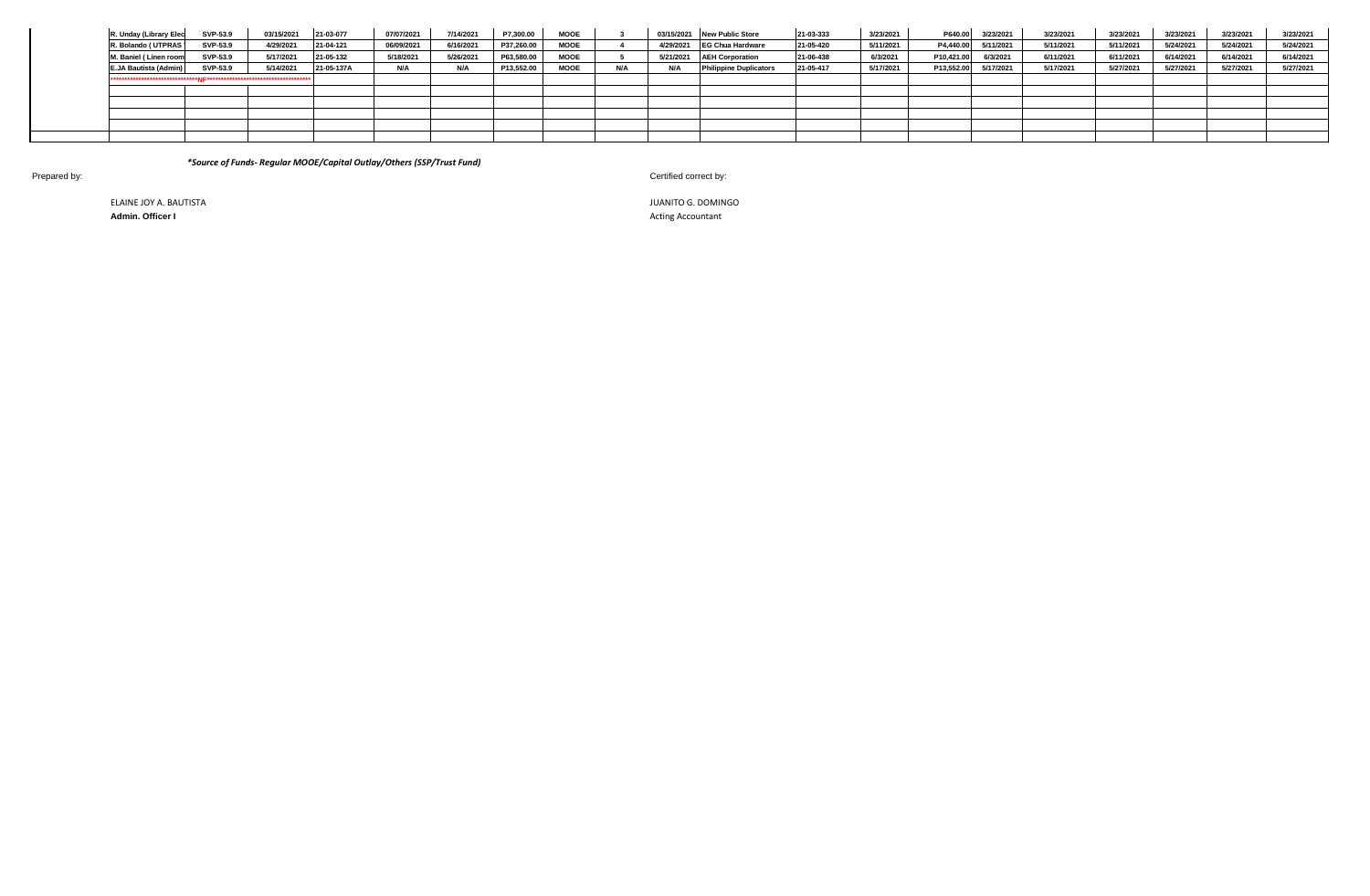| | | | | | | | | | | | | | | | | | | | | | |
|---|---|---|---|---|---|---|---|---|---|---|---|---|---|---|---|---|---|---|---|---|---|
| | R. Unday (Library Elec | SVP-53.9 | 03/15/2021 | 21-03-077 | 07/07/2021 | 7/14/2021 | P7,300.00 | MOOE | 3 | 03/15/2021 | New Public Store | 21-03-333 | 3/23/2021 | P640.00 | 3/23/2021 | 3/23/2021 | 3/23/2021 | 3/23/2021 | 3/23/2021 | 3/23/2021 |
| | R. Bolando ( UTPRAS | SVP-53.9 | 4/29/2021 | 21-04-121 | 06/09/2021 | 6/16/2021 | P37,260.00 | MOOE | 4 | 4/29/2021 | EG Chua Hardware | 21-05-420 | 5/11/2021 | P4,440.00 | 5/11/2021 | 5/11/2021 | 5/11/2021 | 5/24/2021 | 5/24/2021 | 5/24/2021 |
| | M. Baniel ( Linen room | SVP-53.9 | 5/17/2021 | 21-05-132 | 5/18/2021 | 5/26/2021 | P63,580.00 | MOOE | 5 | 5/21/2021 | AEH Corporation | 21-06-438 | 6/3/2021 | P10,421.00 | 6/3/2021 | 6/11/2021 | 6/11/2021 | 6/14/2021 | 6/14/2021 | 6/14/2021 |
| | E.JA Bautista (Admin) | SVP-53.9 | 5/14/2021 | 21-05-137A | N/A | N/A | P13,552.00 | MOOE | N/A | N/A | Philippine Duplicators | 21-05-417 | 5/17/2021 | P13,552.00 | 5/17/2021 | 5/17/2021 | 5/27/2021 | 5/27/2021 | 5/27/2021 | 5/27/2021 |
| | ******************************NF************************************ | | | | | | | | | | | | | | | | | | | |

*\*Source of Funds- Regular MOOE/Capital Outlay/Others (SSP/Trust Fund)*

Prepared by:

ELAINE JOY A. BAUTISTA
**Admin. Officer I**

Certified correct by:

JUANITO G. DOMINGO
Acting Accountant